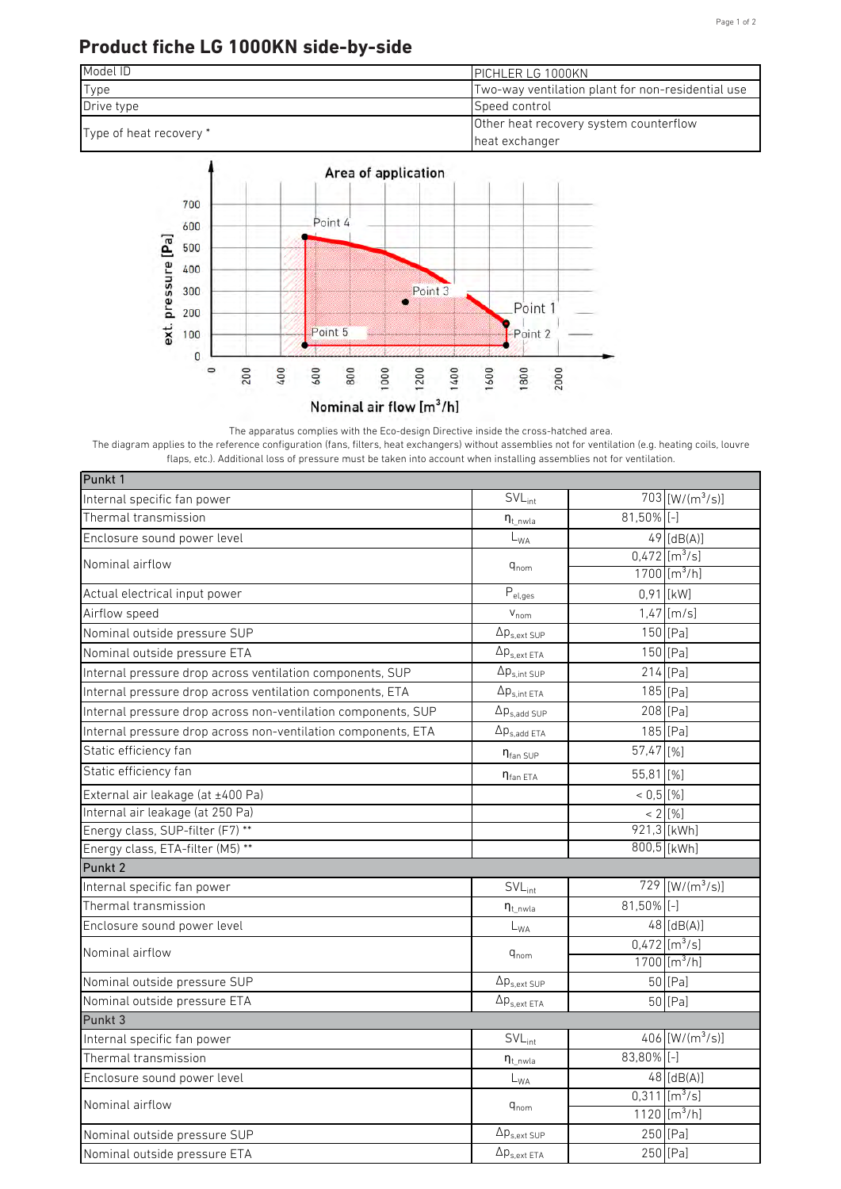# Product fiche LG 1000KN side-by-side

| | |
|---|---|
| Model ID | PICHLER LG 1000KN |
| Type | Two-way ventilation plant for non-residential use |
| Drive type | Speed control |
| Type of heat recovery * | Other heat recovery system counterflow heat exchanger |

The apparatus complies with the Eco-design Directive inside the cross-hatched area.
The diagram applies to the reference configuration (fans, filters, heat exchangers) without assemblies not for ventilation (e.g. heating coils, louvre flaps, etc.). Additional loss of pressure must be taken into account when installing assemblies not for ventilation.

| Punkt 1 | | | |
|---|---|---|---|
| Internal specific fan power | $SVL_{int}$ | 703 | [W/(m³/s)] |
| Thermal transmission | $\eta_{t\_nwla}$ | 81,50% | [-] |
| Enclosure sound power level | $L_{WA}$ | 49 | [dB(A)] |
| Nominal airflow | $q_{nom}$ | 0,472 | [m³/s] |
| | | 1700 | [m³/h] |
| Actual electrical input power | $P_{el,ges}$ | 0,91 | [kW] |
| Airflow speed | $v_{nom}$ | 1,47 | [m/s] |
| Nominal outside pressure SUP | $\Delta p_{s,ext\ SUP}$ | 150 | [Pa] |
| Nominal outside pressure ETA | $\Delta p_{s,ext\ ETA}$ | 150 | [Pa] |
| Internal pressure drop across ventilation components, SUP | $\Delta p_{s,int\ SUP}$ | 214 | [Pa] |
| Internal pressure drop across ventilation components, ETA | $\Delta p_{s,int\ ETA}$ | 185 | [Pa] |
| Internal pressure drop across non-ventilation components, SUP | $\Delta p_{s,add\ SUP}$ | 208 | [Pa] |
| Internal pressure drop across non-ventilation components, ETA | $\Delta p_{s,add\ ETA}$ | 185 | [Pa] |
| Static efficiency fan | $\eta_{fan\ SUP}$ | 57,47 | [%] |
| Static efficiency fan | $\eta_{fan\ ETA}$ | 55,81 | [%] |
| External air leakage (at ±400 Pa) | | < 0,5 | [%] |
| Internal air leakage (at 250 Pa) | | < 2 | [%] |
| Energy class, SUP-filter (F7) ** | | 921,3 | [kWh] |
| Energy class, ETA-filter (M5) ** | | 800,5 | [kWh] |
| **Punkt 2** | | | |
| Internal specific fan power | $SVL_{int}$ | 729 | [W/(m³/s)] |
| Thermal transmission | $\eta_{t\_nwla}$ | 81,50% | [-] |
| Enclosure sound power level | $L_{WA}$ | 48 | [dB(A)] |
| Nominal airflow | $q_{nom}$ | 0,472 | [m³/s] |
| | | 1700 | [m³/h] |
| Nominal outside pressure SUP | $\Delta p_{s,ext\ SUP}$ | 50 | [Pa] |
| Nominal outside pressure ETA | $\Delta p_{s,ext\ ETA}$ | 50 | [Pa] |
| **Punkt 3** | | | |
| Internal specific fan power | $SVL_{int}$ | 406 | [W/(m³/s)] |
| Thermal transmission | $\eta_{t\_nwla}$ | 83,80% | [-] |
| Enclosure sound power level | $L_{WA}$ | 48 | [dB(A)] |
| Nominal airflow | $q_{nom}$ | 0,311 | [m³/s] |
| | | 1120 | [m³/h] |
| Nominal outside pressure SUP | $\Delta p_{s,ext\ SUP}$ | 250 | [Pa] |
| Nominal outside pressure ETA | $\Delta p_{s,ext\ ETA}$ | 250 | [Pa] |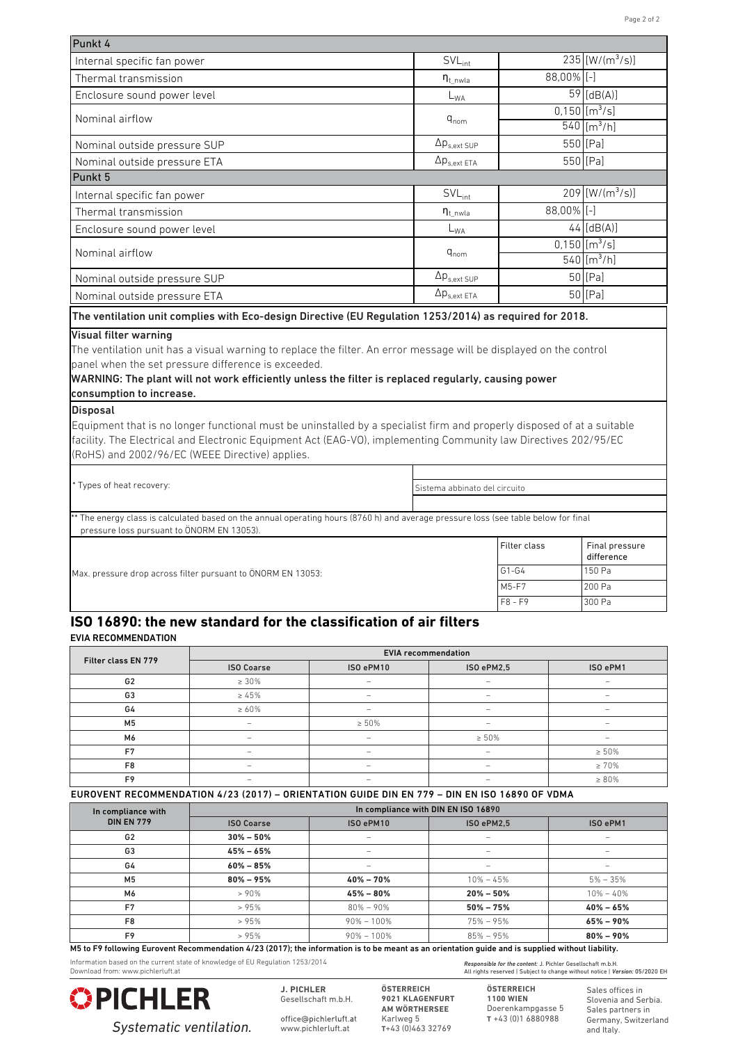| Punkt 4 | | | |
|---|---|---|---|
| Internal specific fan power | $SVL_{int}$ | 235 | [W/(m³/s)] |
| Thermal transmission | $\eta_{t\_nwla}$ | 88,00% | [-] |
| Enclosure sound power level | $L_{WA}$ | 59 | [dB(A)] |
| Nominal airflow | $q_{nom}$ | 0,150 | [m³/s] |
| | | 540 | [m³/h] |
| Nominal outside pressure SUP | $\Delta p_{s,ext\ SUP}$ | 550 | [Pa] |
| Nominal outside pressure ETA | $\Delta p_{s,ext\ ETA}$ | 550 | [Pa] |
| **Punkt 5** | | | |
| Internal specific fan power | $SVL_{int}$ | 209 | [W/(m³/s)] |
| Thermal transmission | $\eta_{t\_nwla}$ | 88,00% | [-] |
| Enclosure sound power level | $L_{WA}$ | 44 | [dB(A)] |
| Nominal airflow | $q_{nom}$ | 0,150 | [m³/s] |
| | | 540 | [m³/h] |
| Nominal outside pressure SUP | $\Delta p_{s,ext\ SUP}$ | 50 | [Pa] |
| Nominal outside pressure ETA | $\Delta p_{s,ext\ ETA}$ | 50 | [Pa] |

**The ventilation unit complies with Eco-design Directive (EU Regulation 1253/2014) as required for 2018.**

**Visual filter warning**

The ventilation unit has a visual warning to replace the filter. An error message will be displayed on the control panel when the set pressure difference is exceeded.

**WARNING: The plant will not work efficiently unless the filter is replaced regularly, causing power consumption to increase.**

**Disposal**

Equipment that is no longer functional must be uninstalled by a specialist firm and properly disposed of at a suitable facility. The Electrical and Electronic Equipment Act (EAG-VO), implementing Community law Directives 202/95/EC (RoHS) and 2002/96/EC (WEEE Directive) applies.

| | |
|---|---|
| * Types of heat recovery: | Sistema abbinato del circuito |

** The energy class is calculated based on the annual operating hours (8760 h) and average pressure loss (see table below for final pressure loss pursuant to ÖNORM EN 13053).

| | Filter class | Final pressure difference |
|---|---|---|
| Max. pressure drop across filter pursuant to ÖNORM EN 13053: | G1-G4 | 150 Pa |
| | M5-F7 | 200 Pa |
| | F8 - F9 | 300 Pa |

## ISO 16890: the new standard for the classification of air filters

### EVIA RECOMMENDATION

| Filter class EN 779 | EVIA recommendation | | | |
|---|---|---|---|---|
| | ISO Coarse | ISO ePM10 | ISO ePM2,5 | ISO ePM1 |
| G2 | ≥ 30% | – | – | – |
| G3 | ≥ 45% | – | – | – |
| G4 | ≥ 60% | – | – | – |
| M5 | – | ≥ 50% | – | – |
| M6 | – | – | ≥ 50% | – |
| F7 | – | – | – | ≥ 50% |
| F8 | – | – | – | ≥ 70% |
| F9 | – | – | – | ≥ 80% |

### EUROVENT RECOMMENDATION 4/23 (2017) – ORIENTATION GUIDE DIN EN 779 – DIN EN ISO 16890 OF VDMA

| In compliance with DIN EN 779 | In compliance with DIN EN ISO 16890 | | | |
|---|---|---|---|---|
| | ISO Coarse | ISO ePM10 | ISO ePM2,5 | ISO ePM1 |
| G2 | **30% – 50%** | – | – | – |
| G3 | **45% – 65%** | – | – | – |
| G4 | **60% – 85%** | – | – | – |
| M5 | **80% – 95%** | **40% – 70%** | 10% – 45% | 5% – 35% |
| M6 | > 90% | **45% – 80%** | **20% – 50%** | 10% – 40% |
| F7 | > 95% | 80% – 90% | **50% – 75%** | **40% – 65%** |
| F8 | > 95% | 90% – 100% | 75% – 95% | **65% – 90%** |
| F9 | > 95% | 90% – 100% | 85% – 95% | **80% – 90%** |

**M5 to F9 following Eurovent Recommendation 4/23 (2017); the information is to be meant as an orientation guide and is supplied without liability.**

Information based on the current state of knowledge of EU Regulation 1253/2014
Download from: www.pichlerluft.at

*Responsible for the content:* J. Pichler Gesellschaft m.b.H.
All rights reserved | Subject to change without notice | *Version:* 05/2020 EH

PICHLER
*Systematic ventilation.*

**J. PICHLER**
Gesellschaft m.b.H.
office@pichlerluft.at
www.pichlerluft.at

**ÖSTERREICH**
**9021 KLAGENFURT AM WÖRTHERSEE**
Karlweg 5
T +43 (0)463 32769

**ÖSTERREICH**
**1100 WIEN**
Doerenkampgasse 5
T +43 (0)1 6880988

Sales offices in Slovenia and Serbia.
Sales partners in Germany, Switzerland and Italy.